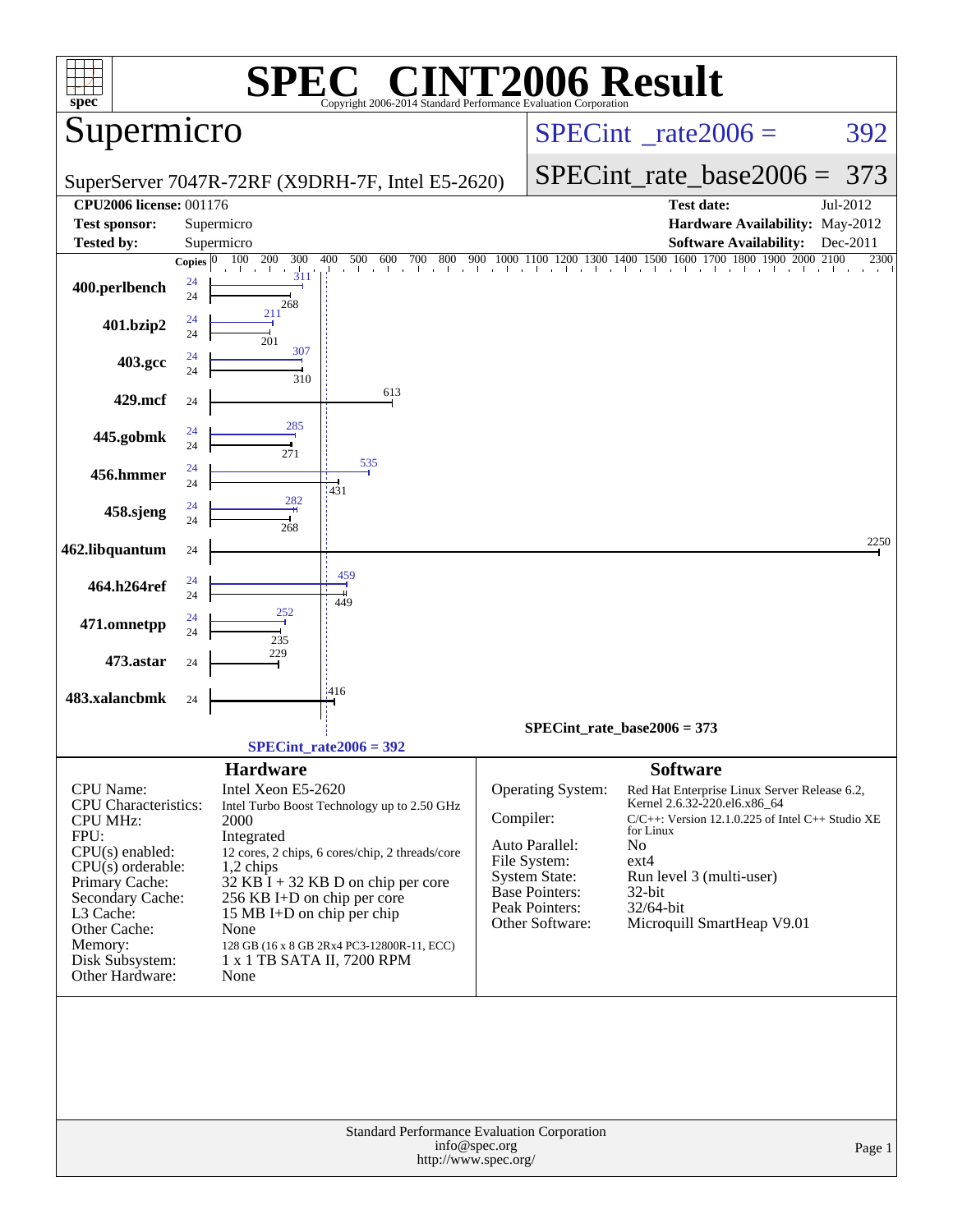# SPEC CINT2006 Result

Copyright 2006-2014 Standard Performance Evaluation Corporation

## Supermicro

SuperServer 7047R-72RF (X9DRH-7F, Intel E5-2620)

SPECint_rate2006 = 392

SPECint_rate_base2006 = 373

| | | | |
|---|---|---|---|
| **CPU2006 license:** | 001176 | **Test date:** | Jul-2012 |
| **Test sponsor:** | Supermicro | **Hardware Availability:** | May-2012 |
| **Tested by:** | Supermicro | **Software Availability:** | Dec-2011 |

| Benchmark | Copies (peak) | Peak | Copies (base) | Base |
|---|---|---|---|---|
| 400.perlbench | 24 | 311 | 24 | 268 |
| 401.bzip2 | 24 | 211 | 24 | 201 |
| 403.gcc | 24 | 307 | 24 | 310 |
| 429.mcf | | | 24 | 613 |
| 445.gobmk | 24 | 285 | 24 | 271 |
| 456.hmmer | 24 | 535 | 24 | 431 |
| 458.sjeng | 24 | 282 | 24 | 268 |
| 462.libquantum | | | 24 | 2250 |
| 464.h264ref | 24 | 459 | 24 | 449 |
| 471.omnetpp | 24 | 252 | 24 | 235 |
| 473.astar | | | 24 | 229 |
| 483.xalancbmk | | | 24 | 416 |

SPECint_rate_base2006 = 373

SPECint_rate2006 = 392

## Hardware

| | |
|---|---|
| CPU Name: | Intel Xeon E5-2620 |
| CPU Characteristics: | Intel Turbo Boost Technology up to 2.50 GHz |
| CPU MHz: | 2000 |
| FPU: | Integrated |
| CPU(s) enabled: | 12 cores, 2 chips, 6 cores/chip, 2 threads/core |
| CPU(s) orderable: | 1,2 chips |
| Primary Cache: | 32 KB I + 32 KB D on chip per core |
| Secondary Cache: | 256 KB I+D on chip per core |
| L3 Cache: | 15 MB I+D on chip per chip |
| Other Cache: | None |
| Memory: | 128 GB (16 x 8 GB 2Rx4 PC3-12800R-11, ECC) |
| Disk Subsystem: | 1 x 1 TB SATA II, 7200 RPM |
| Other Hardware: | None |

## Software

| | |
|---|---|
| Operating System: | Red Hat Enterprise Linux Server Release 6.2, Kernel 2.6.32-220.el6.x86_64 |
| Compiler: | C/C++: Version 12.1.0.225 of Intel C++ Studio XE for Linux |
| Auto Parallel: | No |
| File System: | ext4 |
| System State: | Run level 3 (multi-user) |
| Base Pointers: | 32-bit |
| Peak Pointers: | 32/64-bit |
| Other Software: | Microquill SmartHeap V9.01 |

Standard Performance Evaluation Corporation
info@spec.org
http://www.spec.org/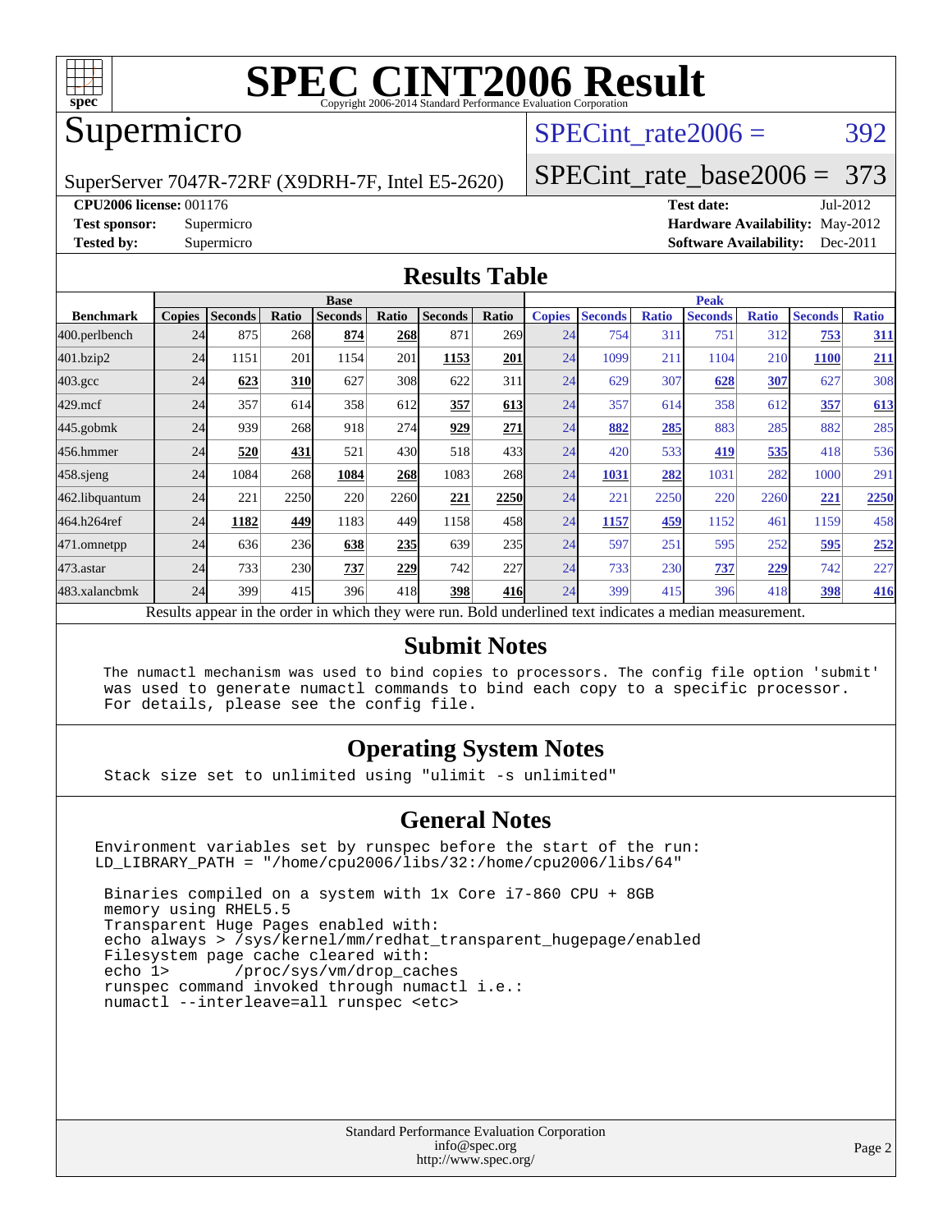# SPEC CINT2006 Result

Copyright 2006-2014 Standard Performance Evaluation Corporation

## Supermicro

SuperServer 7047R-72RF (X9DRH-7F, Intel E5-2620)

SPECint_rate2006 = 392

SPECint_rate_base2006 = 373

**CPU2006 license:** 001176
**Test sponsor:** Supermicro
**Tested by:** Supermicro

**Test date:** Jul-2012
**Hardware Availability:** May-2012
**Software Availability:** Dec-2011

## Results Table

| Benchmark | Base | | | | | | | Peak | | | | | | |
|---|---|---|---|---|---|---|---|---|---|---|---|---|---|---|
| | Copies | Seconds | Ratio | Seconds | Ratio | Seconds | Ratio | Copies | Seconds | Ratio | Seconds | Ratio | Seconds | Ratio |
| 400.perlbench | 24 | 875 | 268 | **874** | **268** | 871 | 269 | 24 | 754 | 311 | 751 | 312 | **753** | **311** |
| 401.bzip2 | 24 | 1151 | 201 | 1154 | 201 | **1153** | **201** | 24 | 1099 | 211 | 1104 | 210 | **1100** | **211** |
| 403.gcc | 24 | **623** | **310** | 627 | 308 | 622 | 311 | 24 | 629 | 307 | **628** | **307** | 627 | 308 |
| 429.mcf | 24 | 357 | 614 | 358 | 612 | **357** | **613** | 24 | 357 | 614 | 358 | 612 | **357** | **613** |
| 445.gobmk | 24 | 939 | 268 | 918 | 274 | **929** | **271** | 24 | **882** | **285** | 883 | 285 | 882 | 285 |
| 456.hmmer | 24 | **520** | **431** | 521 | 430 | 518 | 433 | 24 | 420 | 533 | **419** | **535** | 418 | 536 |
| 458.sjeng | 24 | 1084 | 268 | **1084** | **268** | 1083 | 268 | 24 | **1031** | **282** | 1031 | 282 | 1000 | 291 |
| 462.libquantum | 24 | 221 | 2250 | 220 | 2260 | **221** | **2250** | 24 | 221 | 2250 | 220 | 2260 | **221** | **2250** |
| 464.h264ref | 24 | **1182** | **449** | 1183 | 449 | 1158 | 458 | 24 | **1157** | **459** | 1152 | 461 | 1159 | 458 |
| 471.omnetpp | 24 | 636 | 236 | **638** | **235** | 639 | 235 | 24 | 597 | 251 | 595 | 252 | **595** | **252** |
| 473.astar | 24 | 733 | 230 | **737** | **229** | 742 | 227 | 24 | 733 | 230 | **737** | **229** | 742 | 227 |
| 483.xalancbmk | 24 | 399 | 415 | 396 | 418 | **398** | **416** | 24 | 399 | 415 | 396 | 418 | **398** | **416** |

Results appear in the order in which they were run. Bold underlined text indicates a median measurement.

## Submit Notes

```
The numactl mechanism was used to bind copies to processors. The config file option 'submit'
was used to generate numactl commands to bind each copy to a specific processor.
For details, please see the config file.
```

## Operating System Notes

```
Stack size set to unlimited using "ulimit -s unlimited"
```

## General Notes

```
Environment variables set by runspec before the start of the run:
LD_LIBRARY_PATH = "/home/cpu2006/libs/32:/home/cpu2006/libs/64"

 Binaries compiled on a system with 1x Core i7-860 CPU + 8GB
 memory using RHEL5.5
 Transparent Huge Pages enabled with:
 echo always > /sys/kernel/mm/redhat_transparent_hugepage/enabled
 Filesystem page cache cleared with:
 echo 1>       /proc/sys/vm/drop_caches
 runspec command invoked through numactl i.e.:
 numactl --interleave=all runspec <etc>
```

Standard Performance Evaluation Corporation
info@spec.org
http://www.spec.org/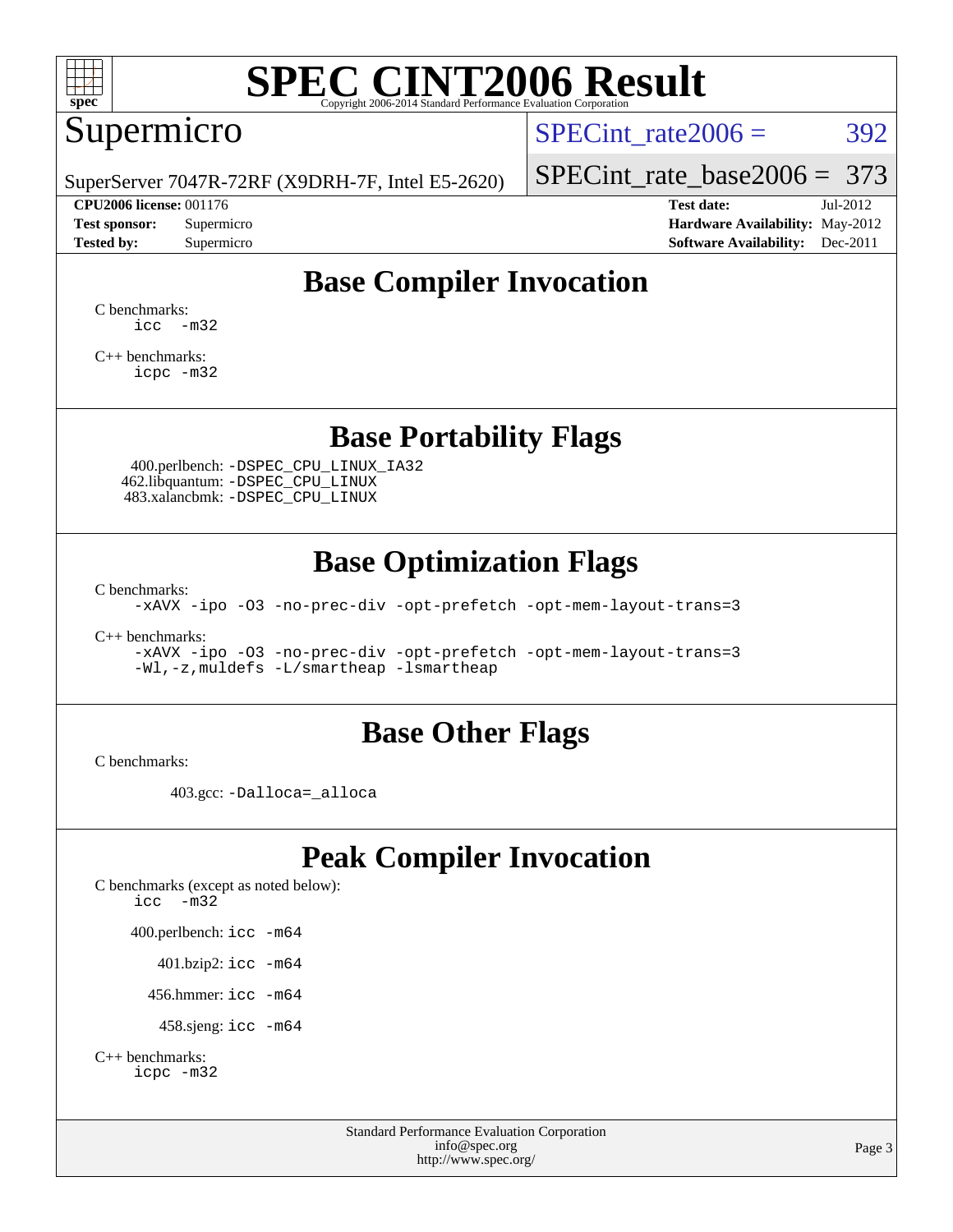# SPEC CINT2006 Result

Copyright 2006-2014 Standard Performance Evaluation Corporation

## Supermicro

SuperServer 7047R-72RF (X9DRH-7F, Intel E5-2620)

SPECint_rate2006 = 392

SPECint_rate_base2006 = 373

**CPU2006 license:** 001176
**Test sponsor:** Supermicro
**Tested by:** Supermicro

**Test date:** Jul-2012
**Hardware Availability:** May-2012
**Software Availability:** Dec-2011

## Base Compiler Invocation

C benchmarks:
```
icc  -m32
```

C++ benchmarks:
```
icpc -m32
```

## Base Portability Flags

400.perlbench: `-DSPEC_CPU_LINUX_IA32`
462.libquantum: `-DSPEC_CPU_LINUX`
483.xalancbmk: `-DSPEC_CPU_LINUX`

## Base Optimization Flags

C benchmarks:
```
-xAVX -ipo -O3 -no-prec-div -opt-prefetch -opt-mem-layout-trans=3
```

C++ benchmarks:
```
-xAVX -ipo -O3 -no-prec-div -opt-prefetch -opt-mem-layout-trans=3
-Wl,-z,muldefs -L/smartheap -lsmartheap
```

## Base Other Flags

C benchmarks:

403.gcc: `-Dalloca=_alloca`

## Peak Compiler Invocation

C benchmarks (except as noted below):
```
icc  -m32
```

400.perlbench: `icc -m64`

401.bzip2: `icc -m64`

456.hmmer: `icc -m64`

458.sjeng: `icc -m64`

C++ benchmarks:
```
icpc -m32
```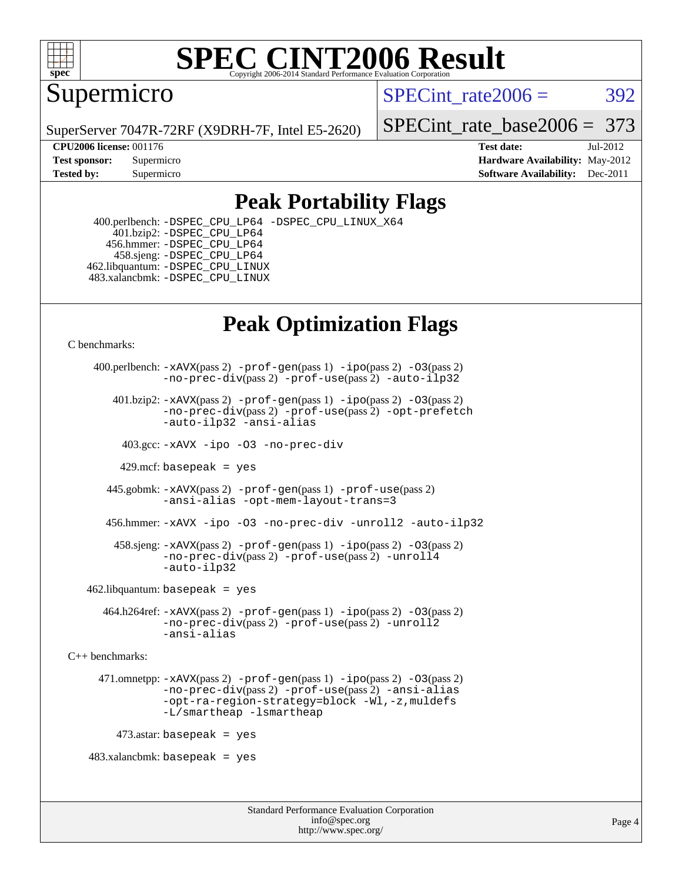# SPEC CINT2006 Result

Copyright 2006-2014 Standard Performance Evaluation Corporation

## Supermicro

SuperServer 7047R-72RF (X9DRH-7F, Intel E5-2620)

SPECint_rate2006 = 392

SPECint_rate_base2006 = 373

**CPU2006 license:** 001176
**Test sponsor:** Supermicro
**Tested by:** Supermicro

**Test date:** Jul-2012
**Hardware Availability:** May-2012
**Software Availability:** Dec-2011

## Peak Portability Flags

400.perlbench: -DSPEC_CPU_LP64 -DSPEC_CPU_LINUX_X64
401.bzip2: -DSPEC_CPU_LP64
456.hmmer: -DSPEC_CPU_LP64
458.sjeng: -DSPEC_CPU_LP64
462.libquantum: -DSPEC_CPU_LINUX
483.xalancbmk: -DSPEC_CPU_LINUX

## Peak Optimization Flags

C benchmarks:

400.perlbench: -xAVX(pass 2) -prof-gen(pass 1) -ipo(pass 2) -O3(pass 2) -no-prec-div(pass 2) -prof-use(pass 2) -auto-ilp32

401.bzip2: -xAVX(pass 2) -prof-gen(pass 1) -ipo(pass 2) -O3(pass 2) -no-prec-div(pass 2) -prof-use(pass 2) -opt-prefetch -auto-ilp32 -ansi-alias

403.gcc: -xAVX -ipo -O3 -no-prec-div

429.mcf: basepeak = yes

445.gobmk: -xAVX(pass 2) -prof-gen(pass 1) -prof-use(pass 2) -ansi-alias -opt-mem-layout-trans=3

456.hmmer: -xAVX -ipo -O3 -no-prec-div -unroll2 -auto-ilp32

458.sjeng: -xAVX(pass 2) -prof-gen(pass 1) -ipo(pass 2) -O3(pass 2) -no-prec-div(pass 2) -prof-use(pass 2) -unroll4 -auto-ilp32

462.libquantum: basepeak = yes

464.h264ref: -xAVX(pass 2) -prof-gen(pass 1) -ipo(pass 2) -O3(pass 2) -no-prec-div(pass 2) -prof-use(pass 2) -unroll2 -ansi-alias

C++ benchmarks:

471.omnetpp: -xAVX(pass 2) -prof-gen(pass 1) -ipo(pass 2) -O3(pass 2) -no-prec-div(pass 2) -prof-use(pass 2) -ansi-alias -opt-ra-region-strategy=block -Wl,-z,muldefs -L/smartheap -lsmartheap

473.astar: basepeak = yes

483.xalancbmk: basepeak = yes

Standard Performance Evaluation Corporation
info@spec.org
http://www.spec.org/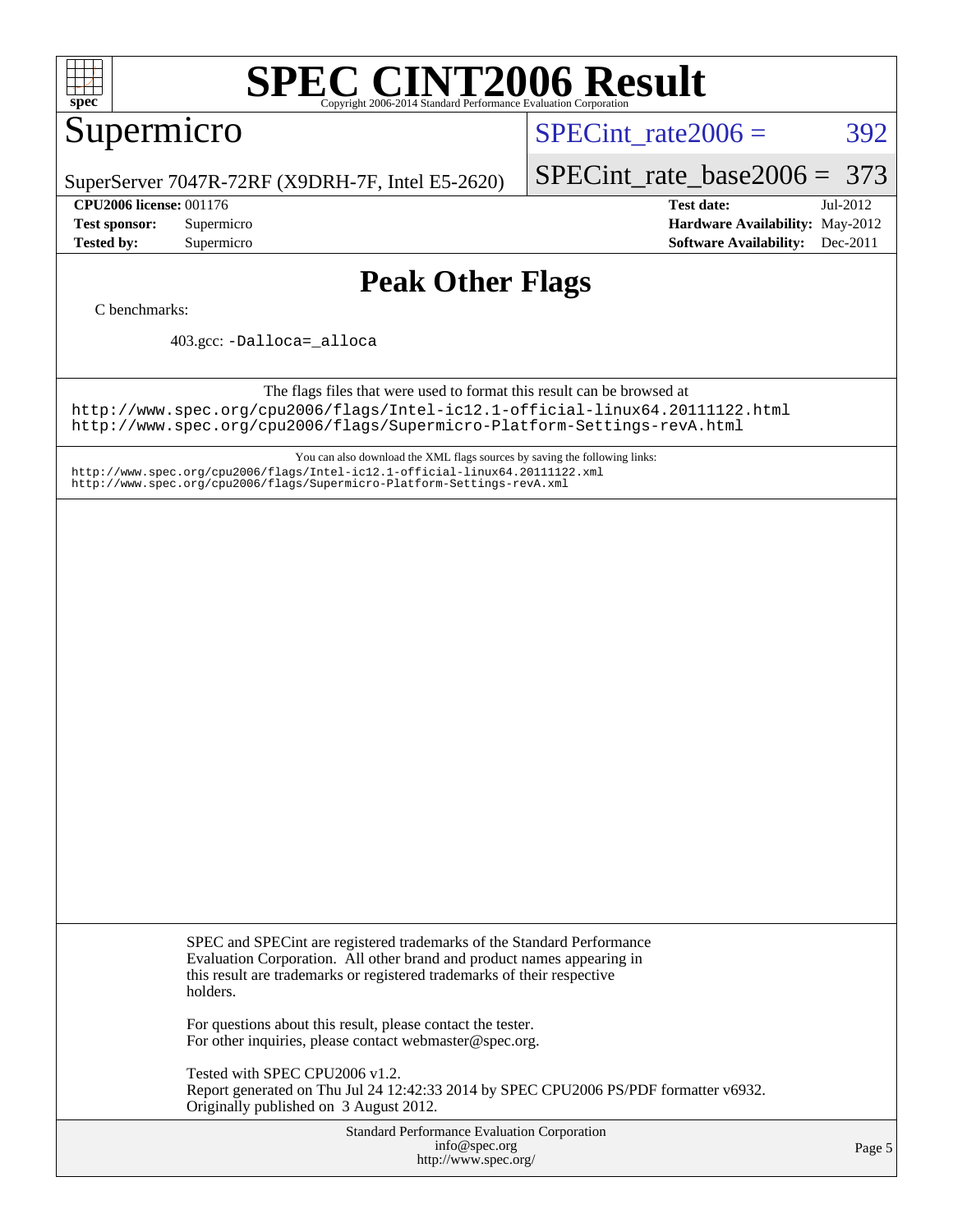# Peak Other Flags

C benchmarks:

403.gcc: -Dalloca=_alloca

The flags files that were used to format this result can be browsed at
http://www.spec.org/cpu2006/flags/Intel-ic12.1-official-linux64.20111122.html
http://www.spec.org/cpu2006/flags/Supermicro-Platform-Settings-revA.html

You can also download the XML flags sources by saving the following links:
http://www.spec.org/cpu2006/flags/Intel-ic12.1-official-linux64.20111122.xml
http://www.spec.org/cpu2006/flags/Supermicro-Platform-Settings-revA.xml

SPEC and SPECint are registered trademarks of the Standard Performance Evaluation Corporation. All other brand and product names appearing in this result are trademarks or registered trademarks of their respective holders.

For questions about this result, please contact the tester.
For other inquiries, please contact webmaster@spec.org.

Tested with SPEC CPU2006 v1.2.
Report generated on Thu Jul 24 12:42:33 2014 by SPEC CPU2006 PS/PDF formatter v6932.
Originally published on 3 August 2012.